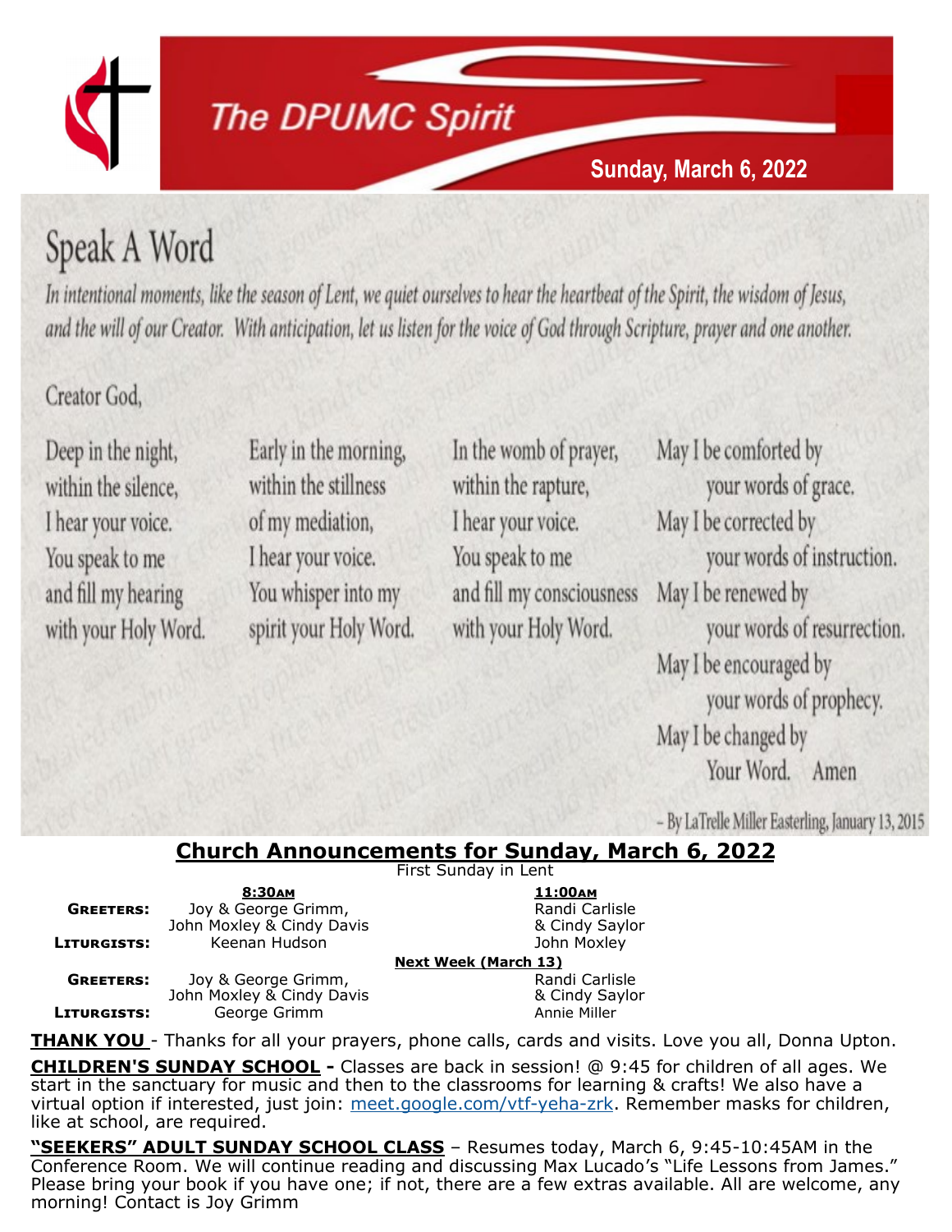# The DPUMC Spirit

**Sunday, March 6, 2022**

## Speak A Word

*In intentional moments, like the season of Lent, we quiet ourselves to hear the heartbeat of the Spirit, the wisdom of Jesus, and the will of our Creator. With anticipation, let us listen for the voice of God through Scripture, prayer and one another.*

Creator God,

Deep in the night,
within the silence,
I hear your voice.
You speak to me
and fill my hearing
with your Holy Word.

Early in the morning,
within the stillness
of my mediation,
I hear your voice.
You whisper into my
spirit your Holy Word.

In the womb of prayer,
within the rapture,
I hear your voice.
You speak to me
and fill my consciousness
with your Holy Word.

May I be comforted by
your words of grace.
May I be corrected by
your words of instruction.
May I be renewed by
your words of resurrection.
May I be encouraged by
your words of prophecy.
May I be changed by
Your Word. Amen

– By LaTrelle Miller Easterling, January 13, 2015

## Church Announcements for Sunday, March 6, 2022

First Sunday in Lent

| | 8:30AM | 11:00AM |
|---|---|---|
| **GREETERS:** | Joy & George Grimm, John Moxley & Cindy Davis | Randi Carlisle & Cindy Saylor |
| **LITURGISTS:** | Keenan Hudson | John Moxley |
| | **Next Week (March 13)** | |
| **GREETERS:** | Joy & George Grimm, John Moxley & Cindy Davis | Randi Carlisle & Cindy Saylor |
| **LITURGISTS:** | George Grimm | Annie Miller |

**THANK YOU** - Thanks for all your prayers, phone calls, cards and visits. Love you all, Donna Upton.

**CHILDREN'S SUNDAY SCHOOL -** Classes are back in session! @ 9:45 for children of all ages. We start in the sanctuary for music and then to the classrooms for learning & crafts! We also have a virtual option if interested, just join: meet.google.com/vtf-yeha-zrk. Remember masks for children, like at school, are required.

**"SEEKERS" ADULT SUNDAY SCHOOL CLASS** – Resumes today, March 6, 9:45-10:45AM in the Conference Room. We will continue reading and discussing Max Lucado's "Life Lessons from James." Please bring your book if you have one; if not, there are a few extras available. All are welcome, any morning! Contact is Joy Grimm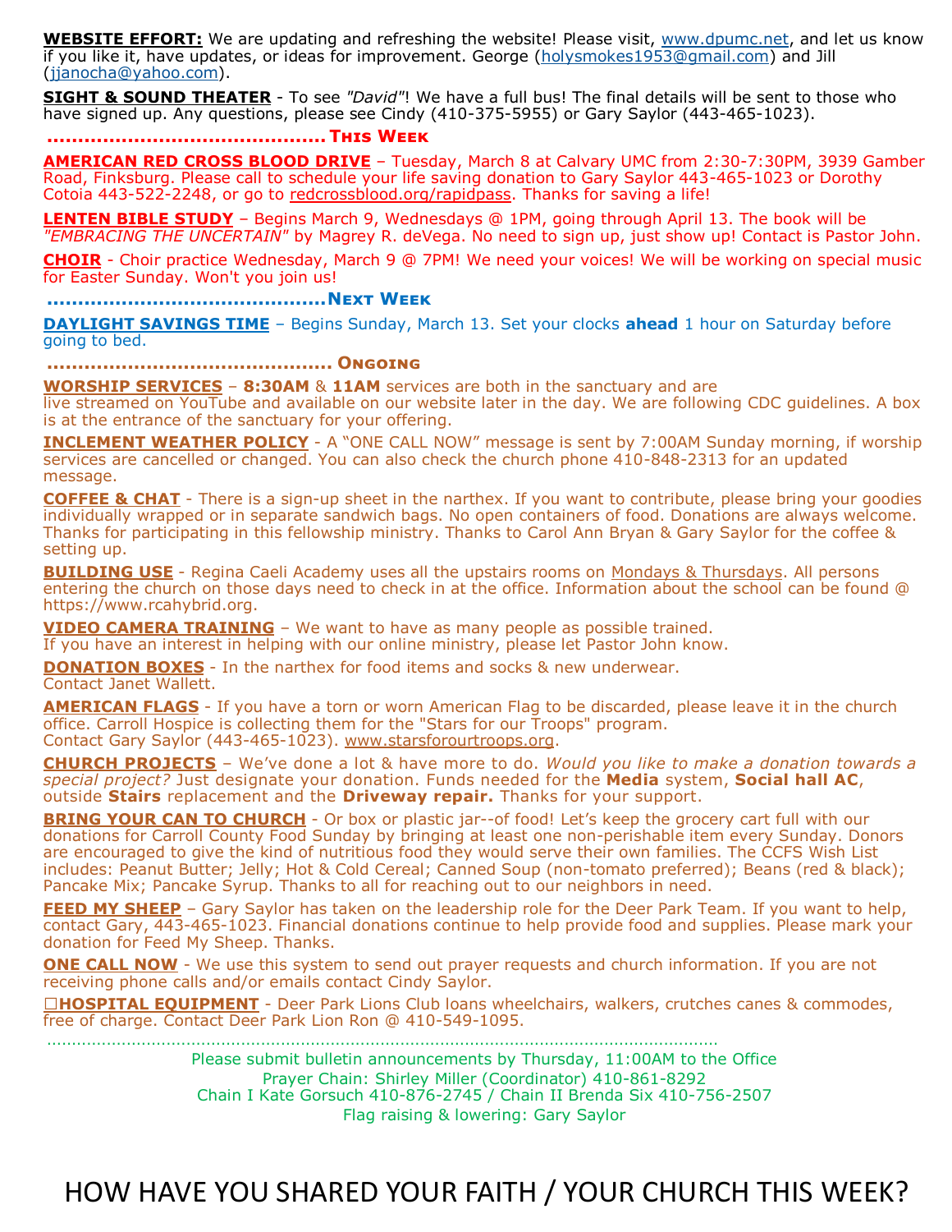**WEBSITE EFFORT:** We are updating and refreshing the website! Please visit, www.dpumc.net, and let us know if you like it, have updates, or ideas for improvement. George (holysmokes1953@gmail.com) and Jill (jjanocha@yahoo.com).

**SIGHT & SOUND THEATER** - To see *"David"*! We have a full bus! The final details will be sent to those who have signed up. Any questions, please see Cindy (410-375-5955) or Gary Saylor (443-465-1023).

## ……………………………………… This Week

**AMERICAN RED CROSS BLOOD DRIVE** – Tuesday, March 8 at Calvary UMC from 2:30-7:30PM, 3939 Gamber Road, Finksburg. Please call to schedule your life saving donation to Gary Saylor 443-465-1023 or Dorothy Cotoia 443-522-2248, or go to redcrossblood.org/rapidpass. Thanks for saving a life!

**LENTEN BIBLE STUDY** – Begins March 9, Wednesdays @ 1PM, going through April 13. The book will be *"EMBRACING THE UNCERTAIN"* by Magrey R. deVega. No need to sign up, just show up! Contact is Pastor John.

**CHOIR** - Choir practice Wednesday, March 9 @ 7PM! We need your voices! We will be working on special music for Easter Sunday. Won't you join us!

## ……………………………………… Next Week

**DAYLIGHT SAVINGS TIME** – Begins Sunday, March 13. Set your clocks **ahead** 1 hour on Saturday before going to bed.

## ……………………………………… Ongoing

**WORSHIP SERVICES** – **8:30AM** & **11AM** services are both in the sanctuary and are live streamed on YouTube and available on our website later in the day. We are following CDC guidelines. A box is at the entrance of the sanctuary for your offering.

**INCLEMENT WEATHER POLICY** - A "ONE CALL NOW" message is sent by 7:00AM Sunday morning, if worship services are cancelled or changed. You can also check the church phone 410-848-2313 for an updated message.

**COFFEE & CHAT** - There is a sign-up sheet in the narthex. If you want to contribute, please bring your goodies individually wrapped or in separate sandwich bags. No open containers of food. Donations are always welcome. Thanks for participating in this fellowship ministry. Thanks to Carol Ann Bryan & Gary Saylor for the coffee & setting up.

**BUILDING USE** - Regina Caeli Academy uses all the upstairs rooms on Mondays & Thursdays. All persons entering the church on those days need to check in at the office. Information about the school can be found @ https://www.rcahybrid.org.

**VIDEO CAMERA TRAINING** – We want to have as many people as possible trained. If you have an interest in helping with our online ministry, please let Pastor John know.

**DONATION BOXES** - In the narthex for food items and socks & new underwear. Contact Janet Wallett.

**AMERICAN FLAGS** - If you have a torn or worn American Flag to be discarded, please leave it in the church office. Carroll Hospice is collecting them for the "Stars for our Troops" program. Contact Gary Saylor (443-465-1023). www.starsforourtroops.org.

**CHURCH PROJECTS** – We've done a lot & have more to do. *Would you like to make a donation towards a special project?* Just designate your donation. Funds needed for the **Media** system, **Social hall AC**, outside **Stairs** replacement and the **Driveway repair.** Thanks for your support.

**BRING YOUR CAN TO CHURCH** - Or box or plastic jar--of food! Let's keep the grocery cart full with our donations for Carroll County Food Sunday by bringing at least one non-perishable item every Sunday. Donors are encouraged to give the kind of nutritious food they would serve their own families. The CCFS Wish List includes: Peanut Butter; Jelly; Hot & Cold Cereal; Canned Soup (non-tomato preferred); Beans (red & black); Pancake Mix; Pancake Syrup. Thanks to all for reaching out to our neighbors in need.

**FEED MY SHEEP** – Gary Saylor has taken on the leadership role for the Deer Park Team. If you want to help, contact Gary, 443-465-1023. Financial donations continue to help provide food and supplies. Please mark your donation for Feed My Sheep. Thanks.

**ONE CALL NOW** - We use this system to send out prayer requests and church information. If you are not receiving phone calls and/or emails contact Cindy Saylor.

☐**HOSPITAL EQUIPMENT** - Deer Park Lions Club loans wheelchairs, walkers, crutches canes & commodes, free of charge. Contact Deer Park Lion Ron @ 410-549-1095.

…………………………………………………………………………………………………………

Please submit bulletin announcements by Thursday, 11:00AM to the Office
Prayer Chain: Shirley Miller (Coordinator) 410-861-8292
Chain I Kate Gorsuch 410-876-2745 / Chain II Brenda Six 410-756-2507
Flag raising & lowering: Gary Saylor

HOW HAVE YOU SHARED YOUR FAITH / YOUR CHURCH THIS WEEK?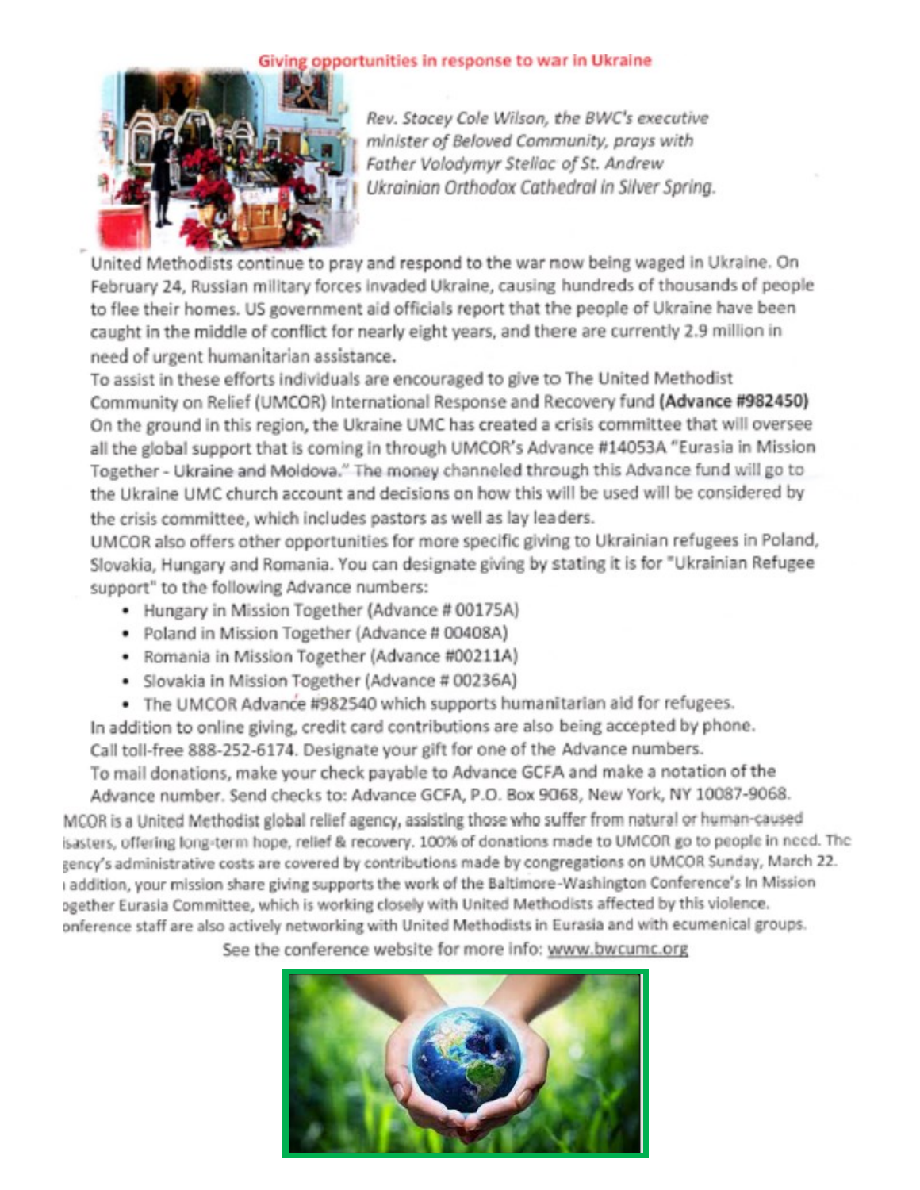## Giving opportunities in response to war in Ukraine

*Rev. Stacey Cole Wilson, the BWC's executive minister of Beloved Community, prays with Father Volodymyr Stellac of St. Andrew Ukrainian Orthodox Cathedral in Silver Spring.*

United Methodists continue to pray and respond to the war now being waged in Ukraine. On February 24, Russian military forces invaded Ukraine, causing hundreds of thousands of people to flee their homes. US government aid officials report that the people of Ukraine have been caught in the middle of conflict for nearly eight years, and there are currently 2.9 million in need of urgent humanitarian assistance.

To assist in these efforts individuals are encouraged to give to The United Methodist Community on Relief (UMCOR) International Response and Recovery fund **(Advance #982450)** On the ground in this region, the Ukraine UMC has created a crisis committee that will oversee all the global support that is coming in through UMCOR's Advance #14053A "Eurasia in Mission Together - Ukraine and Moldova." The money channeled through this Advance fund will go to the Ukraine UMC church account and decisions on how this will be used will be considered by the crisis committee, which includes pastors as well as lay leaders.

UMCOR also offers other opportunities for more specific giving to Ukrainian refugees in Poland, Slovakia, Hungary and Romania. You can designate giving by stating it is for "Ukrainian Refugee support" to the following Advance numbers:

- Hungary in Mission Together (Advance # 00175A)
- Poland in Mission Together (Advance # 00408A)
- Romania in Mission Together (Advance #00211A)
- Slovakia in Mission Together (Advance # 00236A)
- The UMCOR Advance #982540 which supports humanitarian aid for refugees.

In addition to online giving, credit card contributions are also being accepted by phone. Call toll-free 888-252-6174. Designate your gift for one of the Advance numbers.

To mail donations, make your check payable to Advance GCFA and make a notation of the Advance number. Send checks to: Advance GCFA, P.O. Box 9068, New York, NY 10087-9068.

MCOR is a United Methodist global relief agency, assisting those who suffer from natural or human-caused isasters, offering long-term hope, relief & recovery. 100% of donations made to UMCOR go to people in need. The gency's administrative costs are covered by contributions made by congregations on UMCOR Sunday, March 22. addition, your mission share giving supports the work of the Baltimore-Washington Conference's In Mission ogether Eurasia Committee, which is working closely with United Methodists affected by this violence. onference staff are also actively networking with United Methodists in Eurasia and with ecumenical groups.

See the conference website for more info: www.bwcumc.org